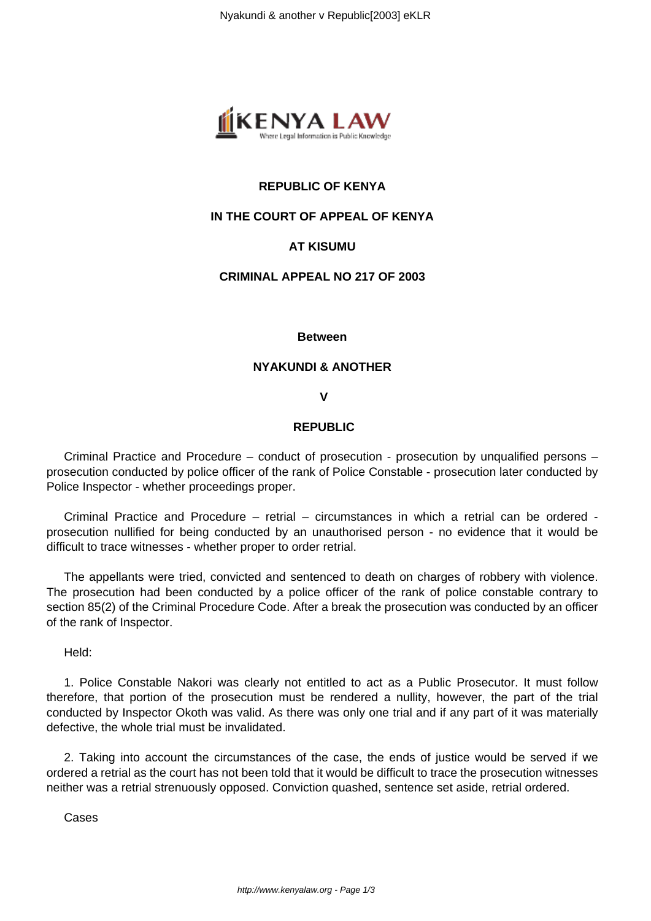**REPUBLIC OF KENYA**

**IN THE COURT OF APPEAL OF KENYA**

**AT KISUMU**

**CRIMINAL APPEAL NO 217 OF 2003**

**Between**

**NYAKUNDI & ANOTHER**

**V**

**REPUBLIC**

Criminal Practice and Procedure – conduct of prosecution - prosecution by unqualified persons – prosecution conducted by police officer of the rank of Police Constable - prosecution later conducted by Police Inspector - whether proceedings proper.

Criminal Practice and Procedure – retrial – circumstances in which a retrial can be ordered - prosecution nullified for being conducted by an unauthorised person - no evidence that it would be difficult to trace witnesses - whether proper to order retrial.

The appellants were tried, convicted and sentenced to death on charges of robbery with violence. The prosecution had been conducted by a police officer of the rank of police constable contrary to section 85(2) of the Criminal Procedure Code. After a break the prosecution was conducted by an officer of the rank of Inspector.

Held:

1. Police Constable Nakori was clearly not entitled to act as a Public Prosecutor. It must follow therefore, that portion of the prosecution must be rendered a nullity, however, the part of the trial conducted by Inspector Okoth was valid. As there was only one trial and if any part of it was materially defective, the whole trial must be invalidated.

2. Taking into account the circumstances of the case, the ends of justice would be served if we ordered a retrial as the court has not been told that it would be difficult to trace the prosecution witnesses neither was a retrial strenuously opposed. Conviction quashed, sentence set aside, retrial ordered.

Cases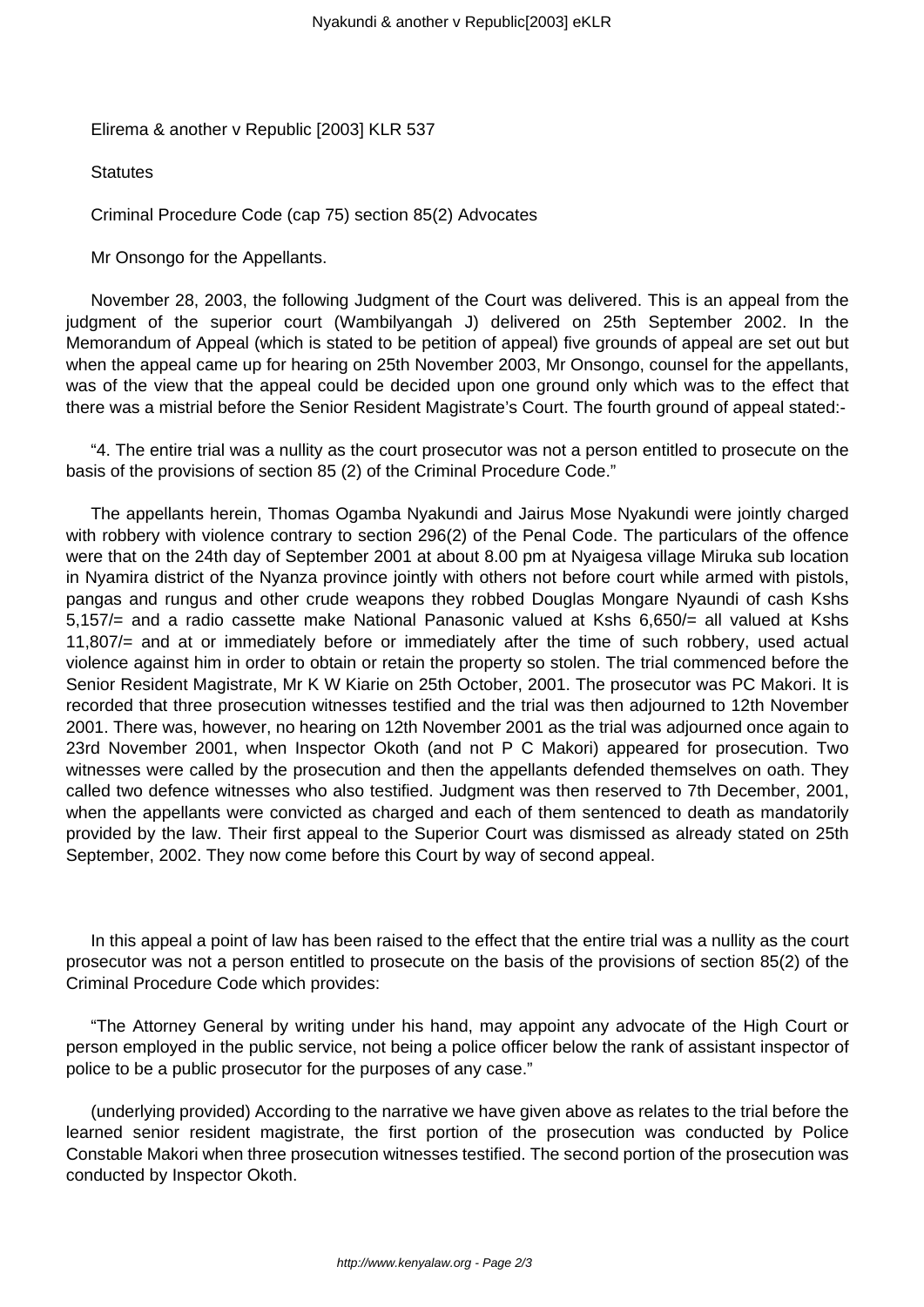Elirema & another v Republic [2003] KLR 537

Statutes

Criminal Procedure Code (cap 75) section 85(2) Advocates

Mr Onsongo for the Appellants.

November 28, 2003, the following Judgment of the Court was delivered. This is an appeal from the judgment of the superior court (Wambilyangah J) delivered on 25th September 2002. In the Memorandum of Appeal (which is stated to be petition of appeal) five grounds of appeal are set out but when the appeal came up for hearing on 25th November 2003, Mr Onsongo, counsel for the appellants, was of the view that the appeal could be decided upon one ground only which was to the effect that there was a mistrial before the Senior Resident Magistrate's Court. The fourth ground of appeal stated:-

"4. The entire trial was a nullity as the court prosecutor was not a person entitled to prosecute on the basis of the provisions of section 85 (2) of the Criminal Procedure Code."

The appellants herein, Thomas Ogamba Nyakundi and Jairus Mose Nyakundi were jointly charged with robbery with violence contrary to section 296(2) of the Penal Code. The particulars of the offence were that on the 24th day of September 2001 at about 8.00 pm at Nyaigesa village Miruka sub location in Nyamira district of the Nyanza province jointly with others not before court while armed with pistols, pangas and rungus and other crude weapons they robbed Douglas Mongare Nyaundi of cash Kshs 5,157/= and a radio cassette make National Panasonic valued at Kshs 6,650/= all valued at Kshs 11,807/= and at or immediately before or immediately after the time of such robbery, used actual violence against him in order to obtain or retain the property so stolen. The trial commenced before the Senior Resident Magistrate, Mr K W Kiarie on 25th October, 2001. The prosecutor was PC Makori. It is recorded that three prosecution witnesses testified and the trial was then adjourned to 12th November 2001. There was, however, no hearing on 12th November 2001 as the trial was adjourned once again to 23rd November 2001, when Inspector Okoth (and not P C Makori) appeared for prosecution. Two witnesses were called by the prosecution and then the appellants defended themselves on oath. They called two defence witnesses who also testified. Judgment was then reserved to 7th December, 2001, when the appellants were convicted as charged and each of them sentenced to death as mandatorily provided by the law. Their first appeal to the Superior Court was dismissed as already stated on 25th September, 2002. They now come before this Court by way of second appeal.

In this appeal a point of law has been raised to the effect that the entire trial was a nullity as the court prosecutor was not a person entitled to prosecute on the basis of the provisions of section 85(2) of the Criminal Procedure Code which provides:

"The Attorney General by writing under his hand, may appoint any advocate of the High Court or person employed in the public service, not being a police officer below the rank of assistant inspector of police to be a public prosecutor for the purposes of any case."

(underlying provided) According to the narrative we have given above as relates to the trial before the learned senior resident magistrate, the first portion of the prosecution was conducted by Police Constable Makori when three prosecution witnesses testified. The second portion of the prosecution was conducted by Inspector Okoth.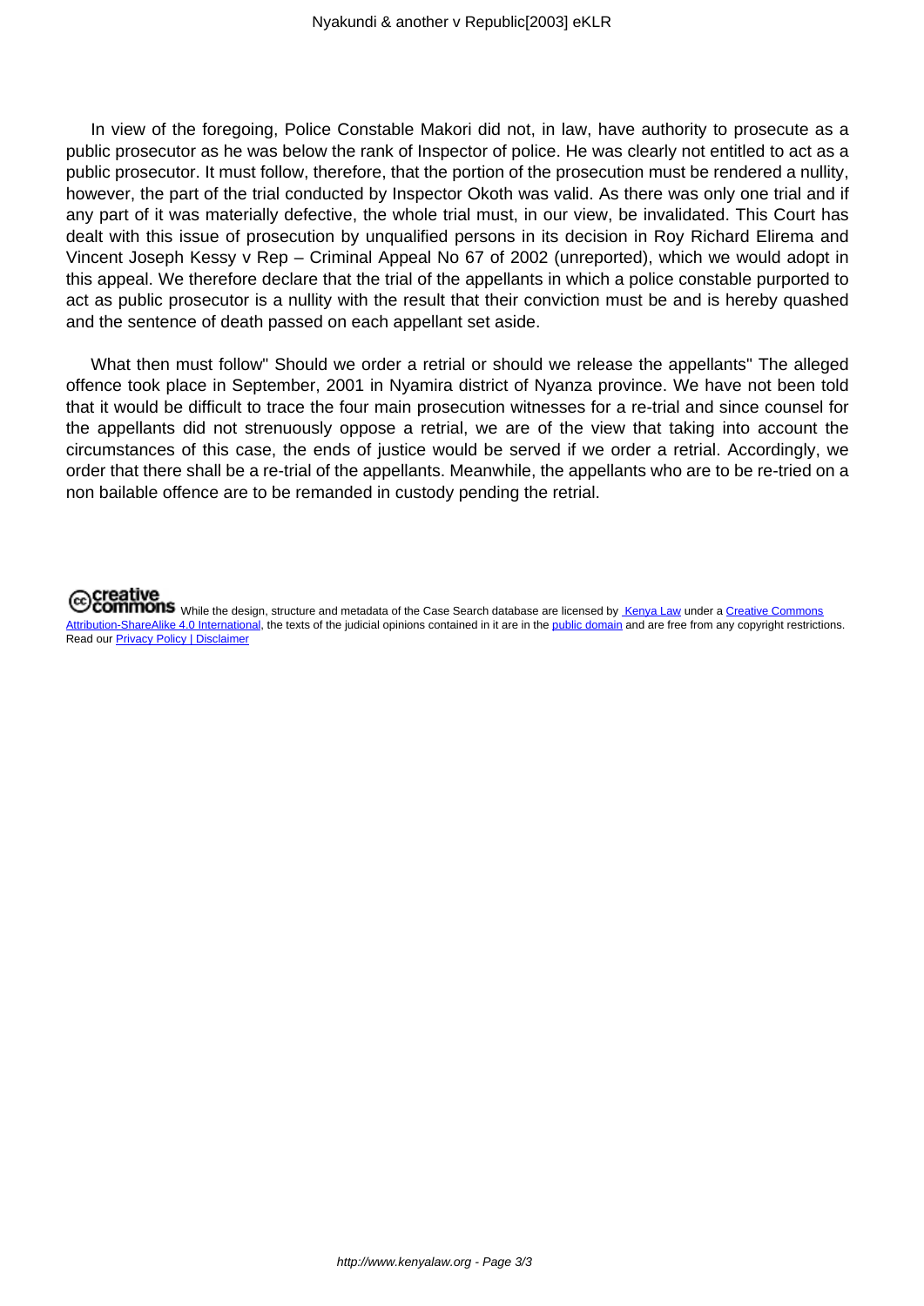In view of the foregoing, Police Constable Makori did not, in law, have authority to prosecute as a public prosecutor as he was below the rank of Inspector of police. He was clearly not entitled to act as a public prosecutor. It must follow, therefore, that the portion of the prosecution must be rendered a nullity, however, the part of the trial conducted by Inspector Okoth was valid. As there was only one trial and if any part of it was materially defective, the whole trial must, in our view, be invalidated. This Court has dealt with this issue of prosecution by unqualified persons in its decision in Roy Richard Elirema and Vincent Joseph Kessy v Rep – Criminal Appeal No 67 of 2002 (unreported), which we would adopt in this appeal. We therefore declare that the trial of the appellants in which a police constable purported to act as public prosecutor is a nullity with the result that their conviction must be and is hereby quashed and the sentence of death passed on each appellant set aside.

What then must follow" Should we order a retrial or should we release the appellants" The alleged offence took place in September, 2001 in Nyamira district of Nyanza province. We have not been told that it would be difficult to trace the four main prosecution witnesses for a re-trial and since counsel for the appellants did not strenuously oppose a retrial, we are of the view that taking into account the circumstances of this case, the ends of justice would be served if we order a retrial. Accordingly, we order that there shall be a re-trial of the appellants. Meanwhile, the appellants who are to be re-tried on a non bailable offence are to be remanded in custody pending the retrial.

While the design, structure and metadata of the Case Search database are licensed by Kenya Law under a Creative Commons Attribution-ShareAlike 4.0 International, the texts of the judicial opinions contained in it are in the public domain and are free from any copyright restrictions. Read our Privacy Policy | Disclaimer